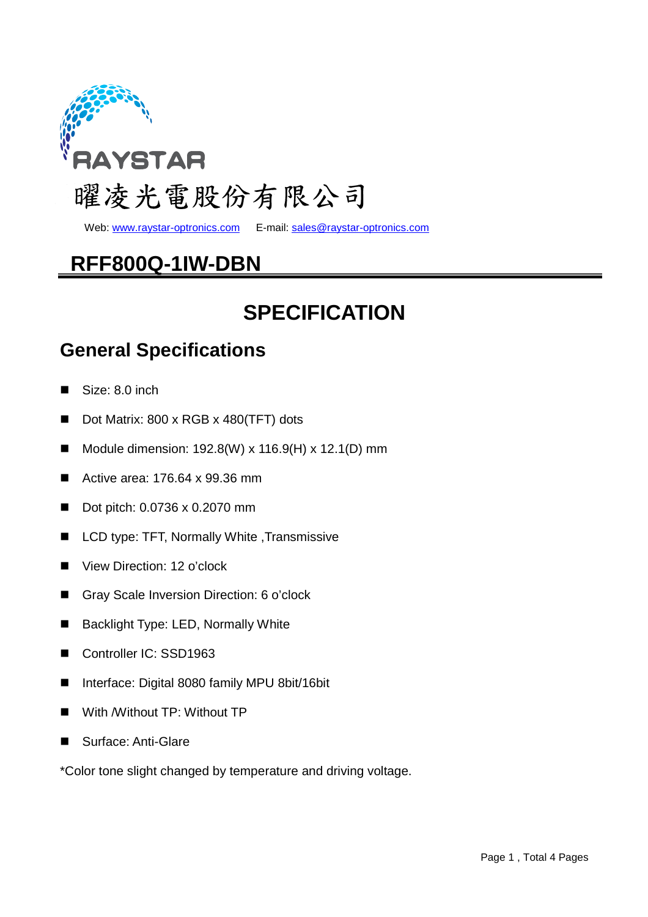RAYSTAR

曜凌光電股份有限公司

Web: www.raystar-optronics.com E-mail: sales@raystar-optronics.com

# RFF800Q-1IW-DBN

# SPECIFICATION

## General Specifications

- Size: 8.0 inch
- Dot Matrix: 800 x RGB x 480(TFT) dots
- Module dimension: 192.8(W) x 116.9(H) x 12.1(D) mm
- Active area: 176.64 x 99.36 mm
- Dot pitch: 0.0736 x 0.2070 mm
- LCD type: TFT, Normally White ,Transmissive
- View Direction: 12 o'clock
- Gray Scale Inversion Direction: 6 o'clock
- Backlight Type: LED, Normally White
- Controller IC: SSD1963
- Interface: Digital 8080 family MPU 8bit/16bit
- With /Without TP: Without TP
- Surface: Anti-Glare

*Color tone slight changed by temperature and driving voltage.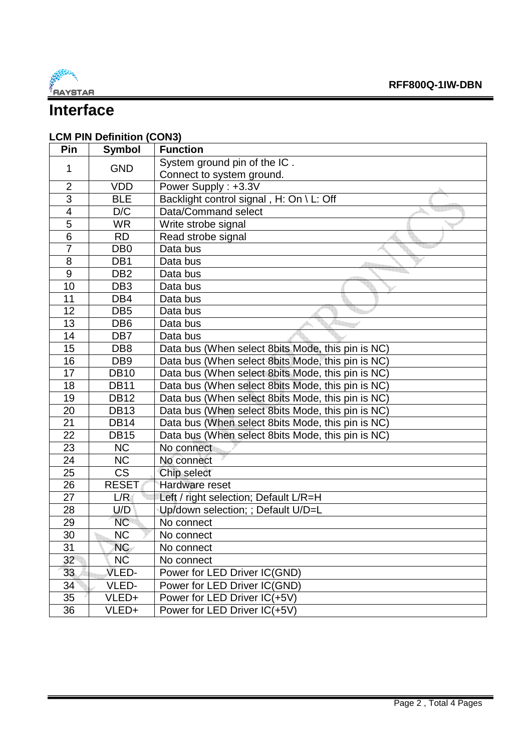# Interface

### LCM PIN Definition (CON3)

| Pin | Symbol | Function |
|---|---|---|
| 1 | GND | System ground pin of the IC . Connect to system ground. |
| 2 | VDD | Power Supply : +3.3V |
| 3 | BLE | Backlight control signal , H: On \ L: Off |
| 4 | D/C | Data/Command select |
| 5 | WR | Write strobe signal |
| 6 | RD | Read strobe signal |
| 7 | DB0 | Data bus |
| 8 | DB1 | Data bus |
| 9 | DB2 | Data bus |
| 10 | DB3 | Data bus |
| 11 | DB4 | Data bus |
| 12 | DB5 | Data bus |
| 13 | DB6 | Data bus |
| 14 | DB7 | Data bus |
| 15 | DB8 | Data bus (When select 8bits Mode, this pin is NC) |
| 16 | DB9 | Data bus (When select 8bits Mode, this pin is NC) |
| 17 | DB10 | Data bus (When select 8bits Mode, this pin is NC) |
| 18 | DB11 | Data bus (When select 8bits Mode, this pin is NC) |
| 19 | DB12 | Data bus (When select 8bits Mode, this pin is NC) |
| 20 | DB13 | Data bus (When select 8bits Mode, this pin is NC) |
| 21 | DB14 | Data bus (When select 8bits Mode, this pin is NC) |
| 22 | DB15 | Data bus (When select 8bits Mode, this pin is NC) |
| 23 | NC | No connect |
| 24 | NC | No connect |
| 25 | CS | Chip select |
| 26 | RESET | Hardware reset |
| 27 | L/R | Left / right selection; Default L/R=H |
| 28 | U/D | Up/down selection; ; Default U/D=L |
| 29 | NC | No connect |
| 30 | NC | No connect |
| 31 | NC | No connect |
| 32 | NC | No connect |
| 33 | VLED- | Power for LED Driver IC(GND) |
| 34 | VLED- | Power for LED Driver IC(GND) |
| 35 | VLED+ | Power for LED Driver IC(+5V) |
| 36 | VLED+ | Power for LED Driver IC(+5V) |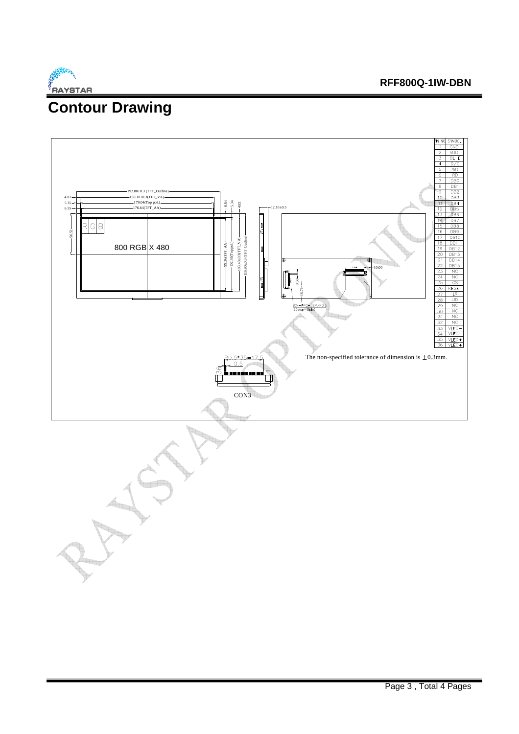# Contour Drawing

| PIN NO | SYMBOL |
|---|---|
| 1 | GND |
| 2 | VDD |
| 3 | BL_E |
| 4 | D/C |
| 5 | WR |
| 6 | RD |
| 7 | DB0 |
| 8 | DB1 |
| 9 | DB2 |
| 10 | DB3 |
| 11 | DB4 |
| 12 | DB5 |
| 13 | DB6 |
| 14 | DB7 |
| 15 | DB8 |
| 16 | DB9 |
| 17 | DB10 |
| 18 | DB11 |
| 19 | DB12 |
| 20 | DB13 |
| 21 | DB14 |
| 22 | DB15 |
| 23 | NC |
| 24 | NC |
| 25 | CS |
| 26 | RESET |
| 27 | LR |
| 28 | UD |
| 29 | NC |
| 30 | NC |
| 31 | NC |
| 32 | NC |
| 33 | VLED- |
| 34 | VLED- |
| 35 | VLED+ |
| 36 | VLED+ |

192.80±0.3 (TFT_Outline)
180.10±0.3(TFT_VA)
179.04(Top pol.)
176.64(TFT_AA)
4.82
5.35
6.55
56.52
6.84
5.34
4.82
99.36(TFT_AA)
102.36(Top pol.)
103.40±0.3(TFT_VA)
116.90±0.3 (TFT_Outline)
12.10±0.5
10.00
0.50
16.70

R G B

800 RGB X 480

CN=FPC=36P/P0.5 (Down-Side)

0.5*35=17.5
0.5
3.6

CON3

The non-specified tolerance of dimension is ±0.3mm.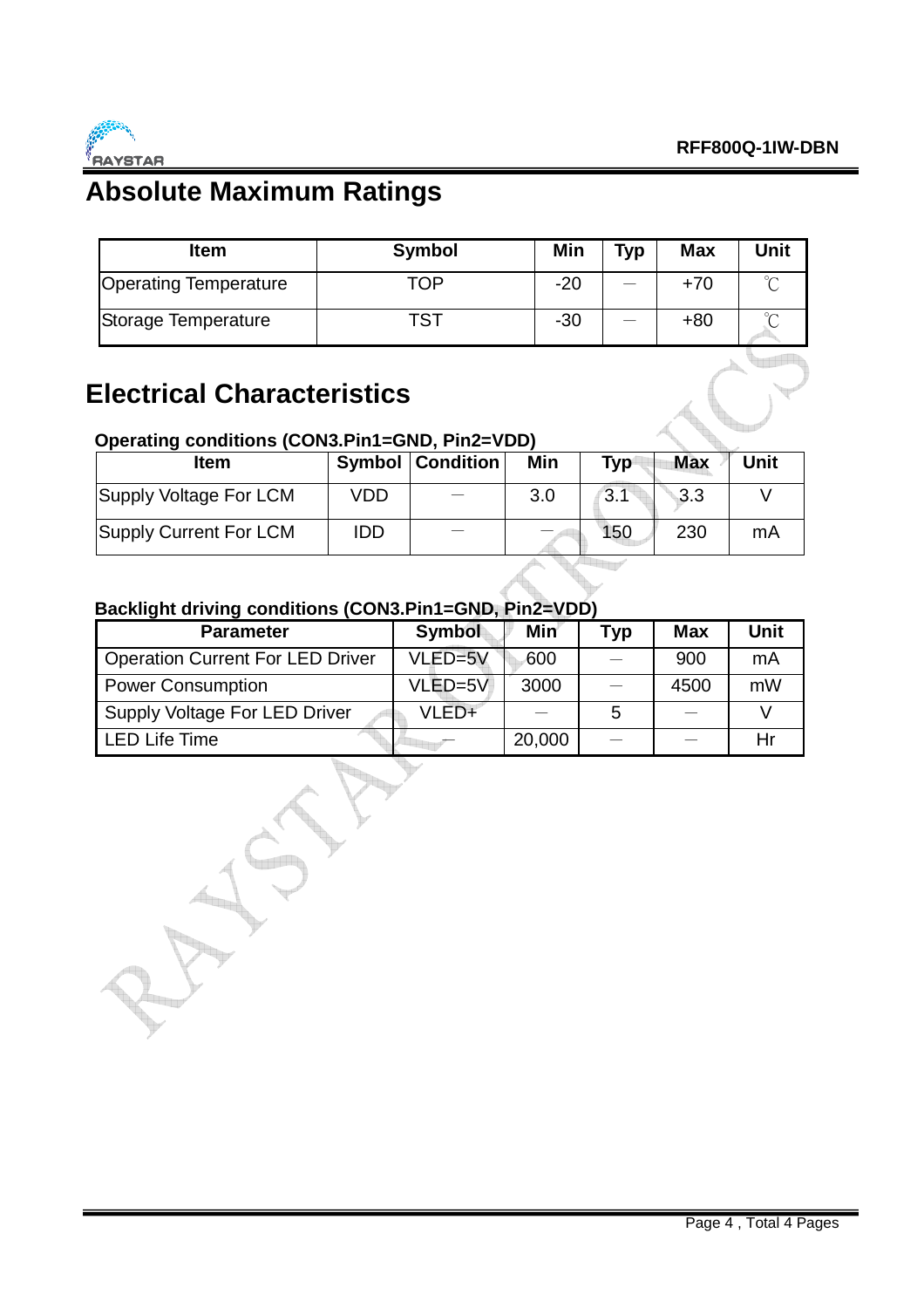# Absolute Maximum Ratings

| Item | Symbol | Min | Typ | Max | Unit |
|---|---|---|---|---|---|
| Operating Temperature | TOP | -20 | — | +70 | ℃ |
| Storage Temperature | TST | -30 | — | +80 | ℃ |

# Electrical Characteristics

### Operating conditions (CON3.Pin1=GND, Pin2=VDD)

| Item | Symbol | Condition | Min | Typ | Max | Unit |
|---|---|---|---|---|---|---|
| Supply Voltage For LCM | VDD | — | 3.0 | 3.1 | 3.3 | V |
| Supply Current For LCM | IDD | — | — | 150 | 230 | mA |

### Backlight driving conditions (CON3.Pin1=GND, Pin2=VDD)

| Parameter | Symbol | Min | Typ | Max | Unit |
|---|---|---|---|---|---|
| Operation Current For LED Driver | VLED=5V | 600 | — | 900 | mA |
| Power Consumption | VLED=5V | 3000 | — | 4500 | mW |
| Supply Voltage For LED Driver | VLED+ | — | 5 | — | V |
| LED Life Time | — | 20,000 | — | — | Hr |